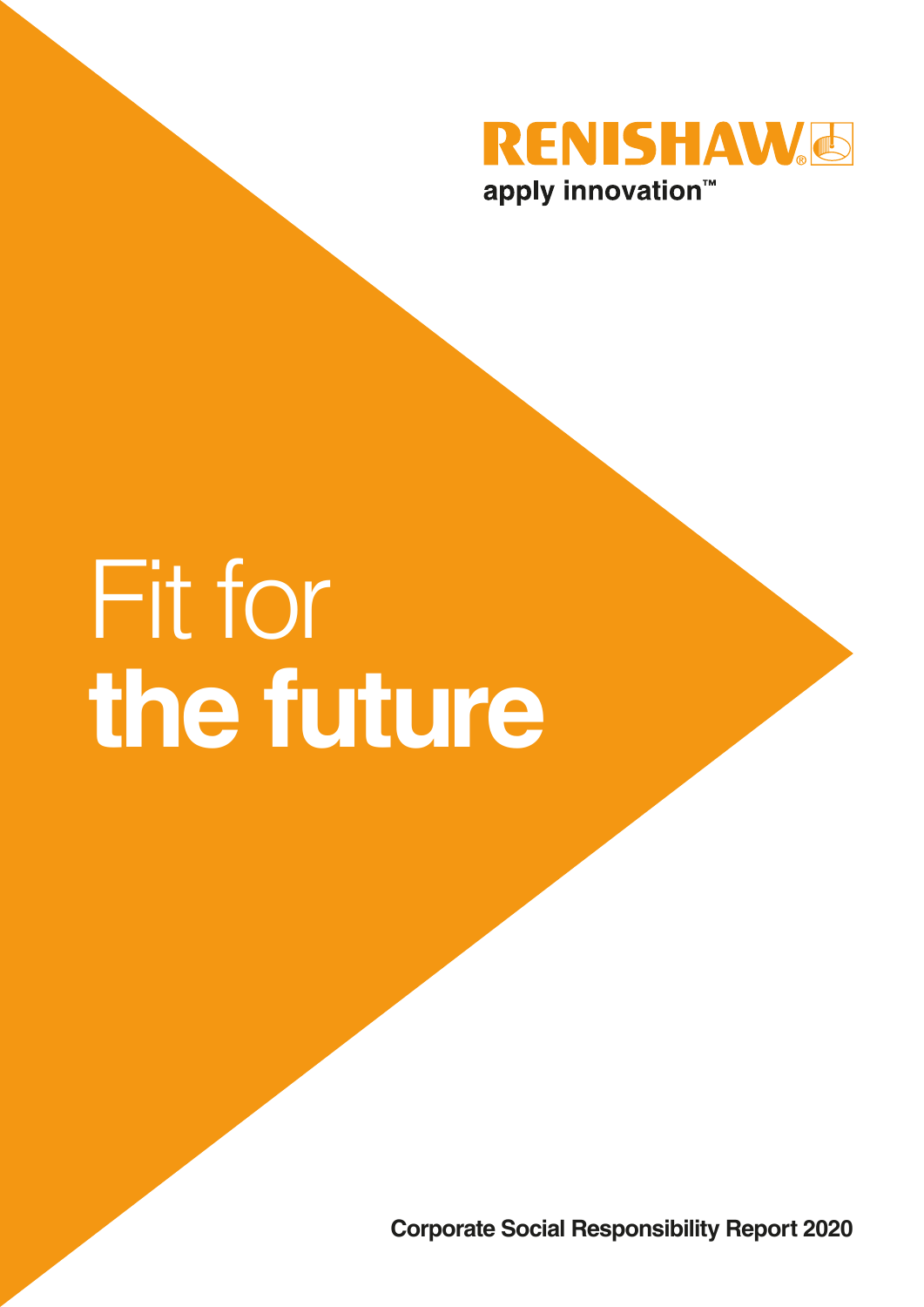RENISHAW

apply innovation™

# Fit for **the future**

**Corporate Social Responsibility Report 2020**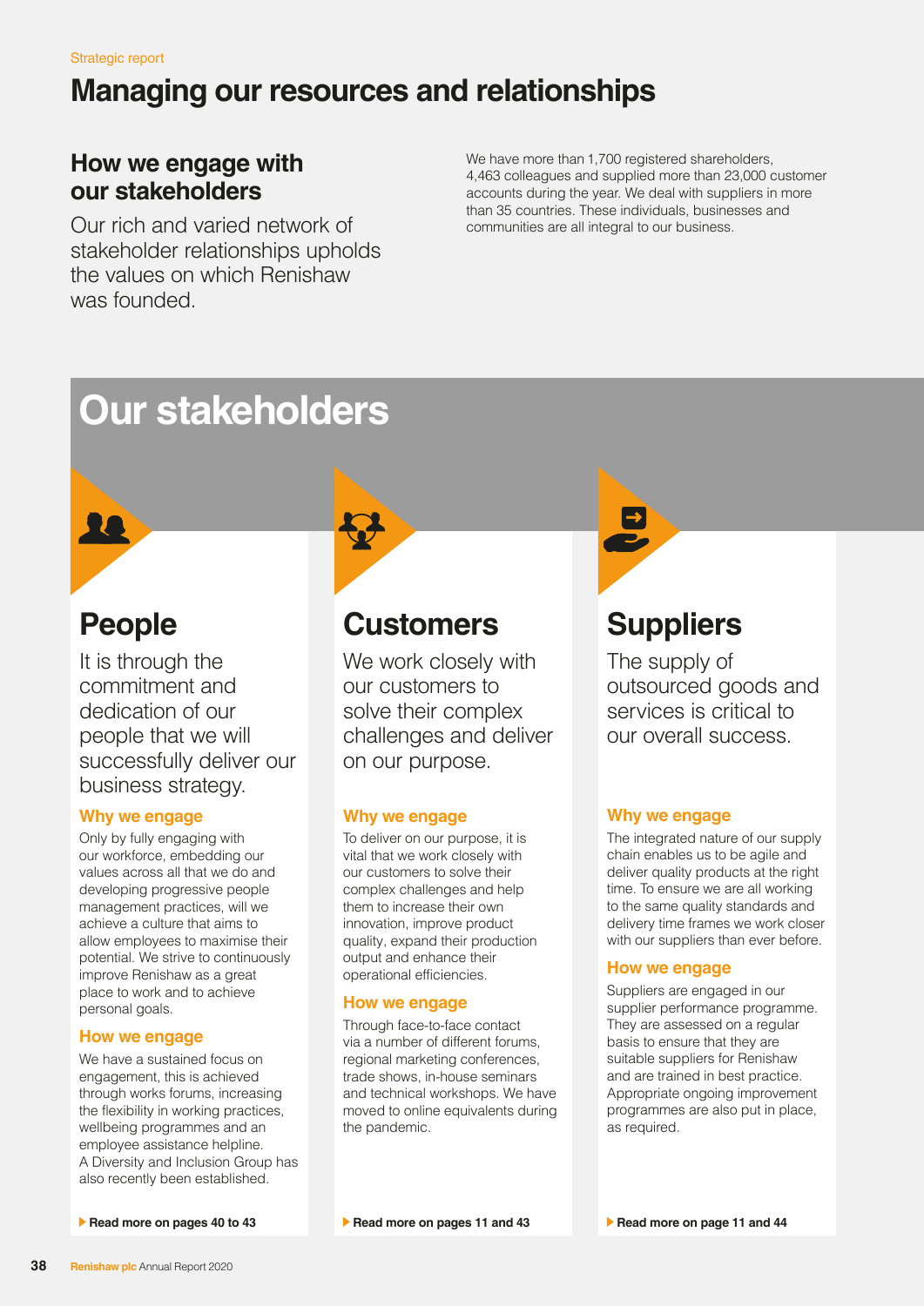Strategic report

# Managing our resources and relationships

## How we engage with our stakeholders

Our rich and varied network of stakeholder relationships upholds the values on which Renishaw was founded.

We have more than 1,700 registered shareholders, 4,463 colleagues and supplied more than 23,000 customer accounts during the year. We deal with suppliers in more than 35 countries. These individuals, businesses and communities are all integral to our business.

# Our stakeholders

## People

It is through the commitment and dedication of our people that we will successfully deliver our business strategy.

### Why we engage

Only by fully engaging with our workforce, embedding our values across all that we do and developing progressive people management practices, will we achieve a culture that aims to allow employees to maximise their potential. We strive to continuously improve Renishaw as a great place to work and to achieve personal goals.

### How we engage

We have a sustained focus on engagement, this is achieved through works forums, increasing the flexibility in working practices, wellbeing programmes and an employee assistance helpline. A Diversity and Inclusion Group has also recently been established.

**Read more on pages 40 to 43**

## Customers

We work closely with our customers to solve their complex challenges and deliver on our purpose.

### Why we engage

To deliver on our purpose, it is vital that we work closely with our customers to solve their complex challenges and help them to increase their own innovation, improve product quality, expand their production output and enhance their operational efficiencies.

### How we engage

Through face-to-face contact via a number of different forums, regional marketing conferences, trade shows, in-house seminars and technical workshops. We have moved to online equivalents during the pandemic.

**Read more on pages 11 and 43**

## Suppliers

The supply of outsourced goods and services is critical to our overall success.

### Why we engage

The integrated nature of our supply chain enables us to be agile and deliver quality products at the right time. To ensure we are all working to the same quality standards and delivery time frames we work closer with our suppliers than ever before.

### How we engage

Suppliers are engaged in our supplier performance programme. They are assessed on a regular basis to ensure that they are suitable suppliers for Renishaw and are trained in best practice. Appropriate ongoing improvement programmes are also put in place, as required.

**Read more on page 11 and 44**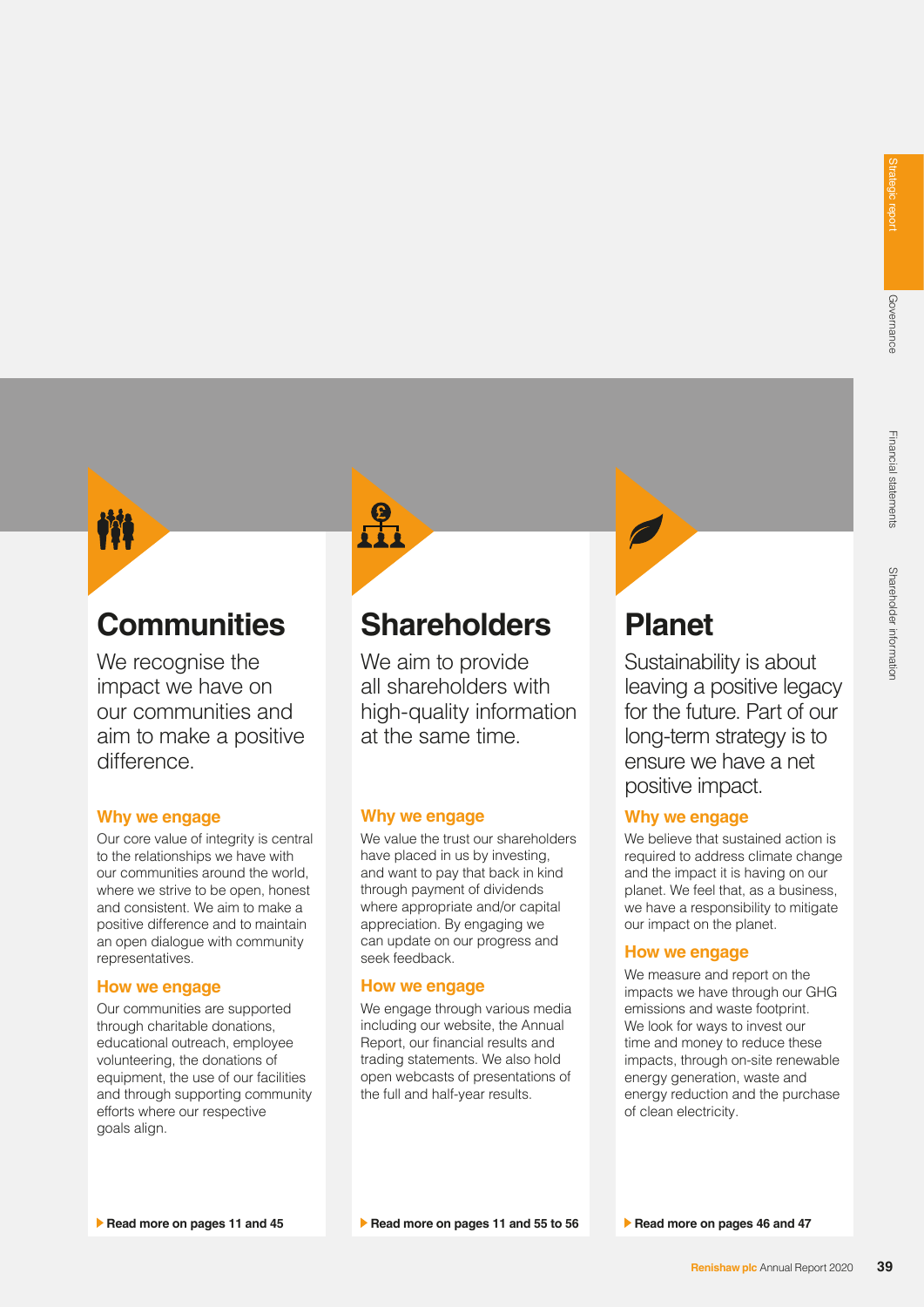## Communities

We recognise the impact we have on our communities and aim to make a positive difference.

### Why we engage

Our core value of integrity is central to the relationships we have with our communities around the world, where we strive to be open, honest and consistent. We aim to make a positive difference and to maintain an open dialogue with community representatives.

### How we engage

Our communities are supported through charitable donations, educational outreach, employee volunteering, the donations of equipment, the use of our facilities and through supporting community efforts where our respective goals align.

**Read more on pages 11 and 45**

## Shareholders

We aim to provide all shareholders with high-quality information at the same time.

### Why we engage

We value the trust our shareholders have placed in us by investing, and want to pay that back in kind through payment of dividends where appropriate and/or capital appreciation. By engaging we can update on our progress and seek feedback.

### How we engage

We engage through various media including our website, the Annual Report, our financial results and trading statements. We also hold open webcasts of presentations of the full and half-year results.

**Read more on pages 11 and 55 to 56**

## Planet

Sustainability is about leaving a positive legacy for the future. Part of our long-term strategy is to ensure we have a net positive impact.

### Why we engage

We believe that sustained action is required to address climate change and the impact it is having on our planet. We feel that, as a business, we have a responsibility to mitigate our impact on the planet.

### How we engage

We measure and report on the impacts we have through our GHG emissions and waste footprint. We look for ways to invest our time and money to reduce these impacts, through on-site renewable energy generation, waste and energy reduction and the purchase of clean electricity.

**Read more on pages 46 and 47**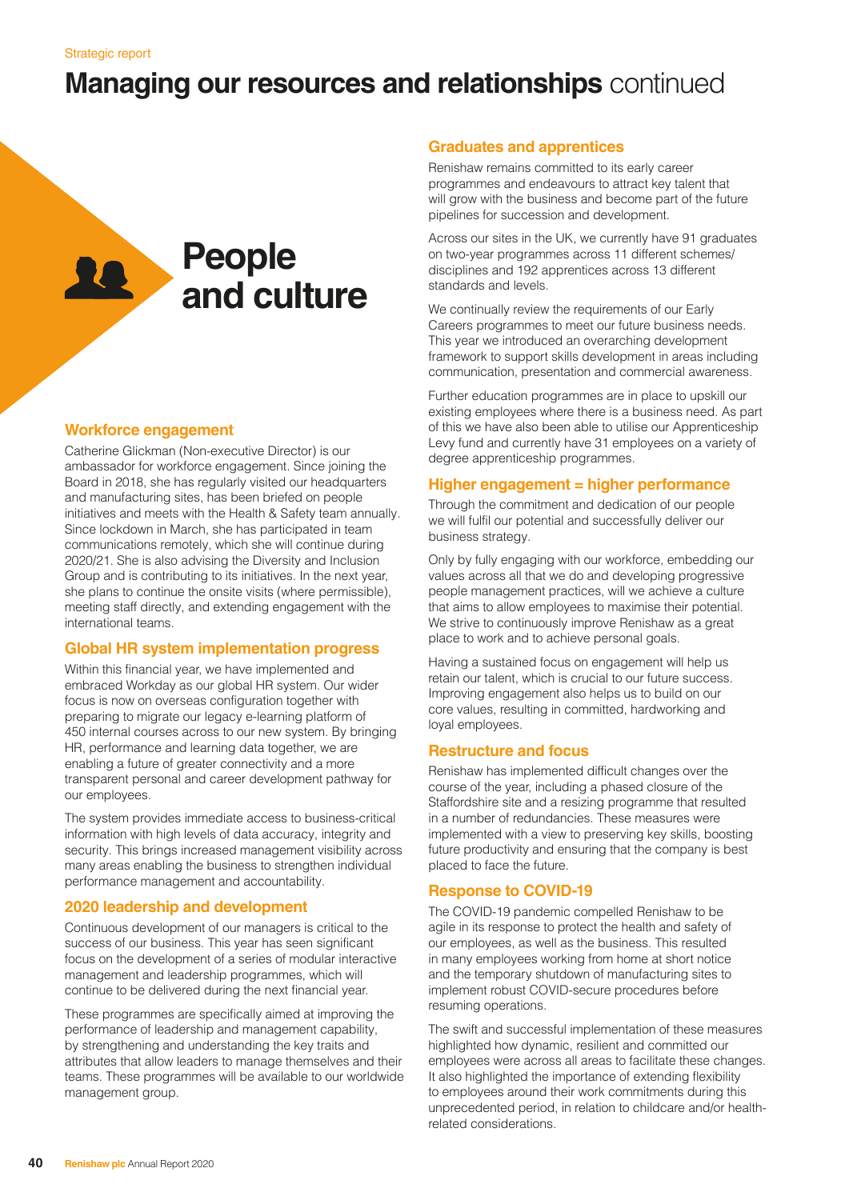Strategic report

# Managing our resources and relationships continued

## People and culture

### Workforce engagement

Catherine Glickman (Non-executive Director) is our ambassador for workforce engagement. Since joining the Board in 2018, she has regularly visited our headquarters and manufacturing sites, has been briefed on people initiatives and meets with the Health & Safety team annually. Since lockdown in March, she has participated in team communications remotely, which she will continue during 2020/21. She is also advising the Diversity and Inclusion Group and is contributing to its initiatives. In the next year, she plans to continue the onsite visits (where permissible), meeting staff directly, and extending engagement with the international teams.

### Global HR system implementation progress

Within this financial year, we have implemented and embraced Workday as our global HR system. Our wider focus is now on overseas configuration together with preparing to migrate our legacy e-learning platform of 450 internal courses across to our new system. By bringing HR, performance and learning data together, we are enabling a future of greater connectivity and a more transparent personal and career development pathway for our employees.

The system provides immediate access to business-critical information with high levels of data accuracy, integrity and security. This brings increased management visibility across many areas enabling the business to strengthen individual performance management and accountability.

### 2020 leadership and development

Continuous development of our managers is critical to the success of our business. This year has seen significant focus on the development of a series of modular interactive management and leadership programmes, which will continue to be delivered during the next financial year.

These programmes are specifically aimed at improving the performance of leadership and management capability, by strengthening and understanding the key traits and attributes that allow leaders to manage themselves and their teams. These programmes will be available to our worldwide management group.

### Graduates and apprentices

Renishaw remains committed to its early career programmes and endeavours to attract key talent that will grow with the business and become part of the future pipelines for succession and development.

Across our sites in the UK, we currently have 91 graduates on two-year programmes across 11 different schemes/disciplines and 192 apprentices across 13 different standards and levels.

We continually review the requirements of our Early Careers programmes to meet our future business needs. This year we introduced an overarching development framework to support skills development in areas including communication, presentation and commercial awareness.

Further education programmes are in place to upskill our existing employees where there is a business need. As part of this we have also been able to utilise our Apprenticeship Levy fund and currently have 31 employees on a variety of degree apprenticeship programmes.

### Higher engagement = higher performance

Through the commitment and dedication of our people we will fulfil our potential and successfully deliver our business strategy.

Only by fully engaging with our workforce, embedding our values across all that we do and developing progressive people management practices, will we achieve a culture that aims to allow employees to maximise their potential. We strive to continuously improve Renishaw as a great place to work and to achieve personal goals.

Having a sustained focus on engagement will help us retain our talent, which is crucial to our future success. Improving engagement also helps us to build on our core values, resulting in committed, hardworking and loyal employees.

### Restructure and focus

Renishaw has implemented difficult changes over the course of the year, including a phased closure of the Staffordshire site and a resizing programme that resulted in a number of redundancies. These measures were implemented with a view to preserving key skills, boosting future productivity and ensuring that the company is best placed to face the future.

### Response to COVID-19

The COVID-19 pandemic compelled Renishaw to be agile in its response to protect the health and safety of our employees, as well as the business. This resulted in many employees working from home at short notice and the temporary shutdown of manufacturing sites to implement robust COVID-secure procedures before resuming operations.

The swift and successful implementation of these measures highlighted how dynamic, resilient and committed our employees were across all areas to facilitate these changes. It also highlighted the importance of extending flexibility to employees around their work commitments during this unprecedented period, in relation to childcare and/or health-related considerations.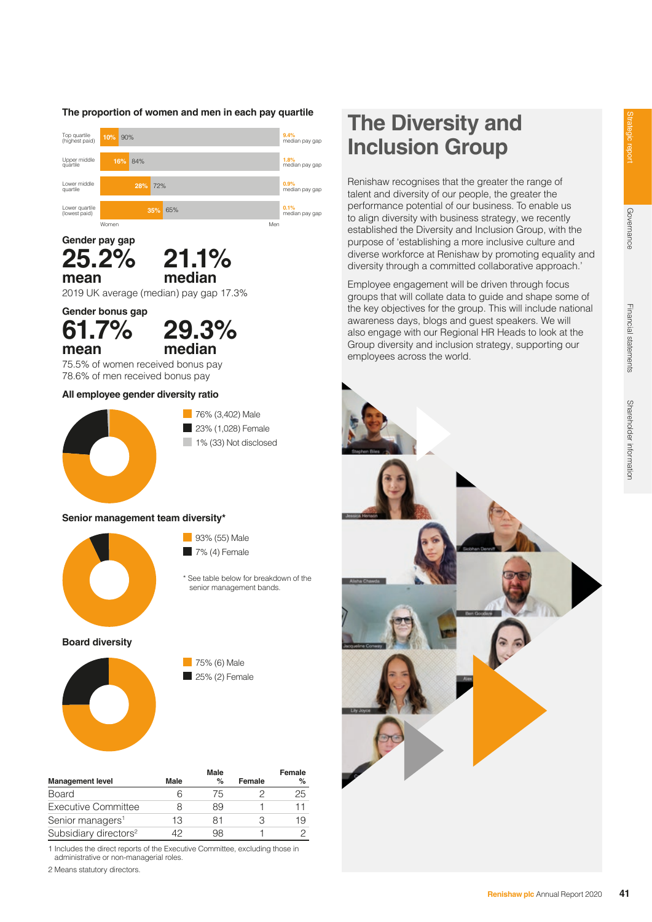### The proportion of women and men in each pay quartile

| Quartile | Women | Men | Median pay gap |
|---|---|---|---|
| Top quartile (highest paid) | 10% | 90% | 9.4% median pay gap |
| Upper middle quartile | 16% | 84% | 1.8% median pay gap |
| Lower middle quartile | 28% | 72% | 0.9% median pay gap |
| Lower quartile (lowest paid) | 35% | 65% | 0.1% median pay gap |

### Gender pay gap

**25.2%** mean

**21.1%** median

2019 UK average (median) pay gap 17.3%

### Gender bonus gap

**61.7%** mean

**29.3%** median

75.5% of women received bonus pay

78.6% of men received bonus pay

### All employee gender diversity ratio

- 76% (3,402) Male
- 23% (1,028) Female
- 1% (33) Not disclosed

### Senior management team diversity*

- 93% (55) Male
- 7% (4) Female

* See table below for breakdown of the senior management bands.

### Board diversity

- 75% (6) Male
- 25% (2) Female

| Management level | Male | Male % | Female | Female % |
|---|---|---|---|---|
| Board | 6 | 75 | 2 | 25 |
| Executive Committee | 8 | 89 | 1 | 11 |
| Senior managers[1] | 13 | 81 | 3 | 19 |
| Subsidiary directors[2] | 42 | 98 | 1 | 2 |

1 Includes the direct reports of the Executive Committee, excluding those in administrative or non-managerial roles.

2 Means statutory directors.

# The Diversity and Inclusion Group

Renishaw recognises that the greater the range of talent and diversity of our people, the greater the performance potential of our business. To enable us to align diversity with business strategy, we recently established the Diversity and Inclusion Group, with the purpose of 'establishing a more inclusive culture and diverse workforce at Renishaw by promoting equality and diversity through a committed collaborative approach.'

Employee engagement will be driven through focus groups that will collate data to guide and shape some of the key objectives for the group. This will include national awareness days, blogs and guest speakers. We will also engage with our Regional HR Heads to look at the Group diversity and inclusion strategy, supporting our employees across the world.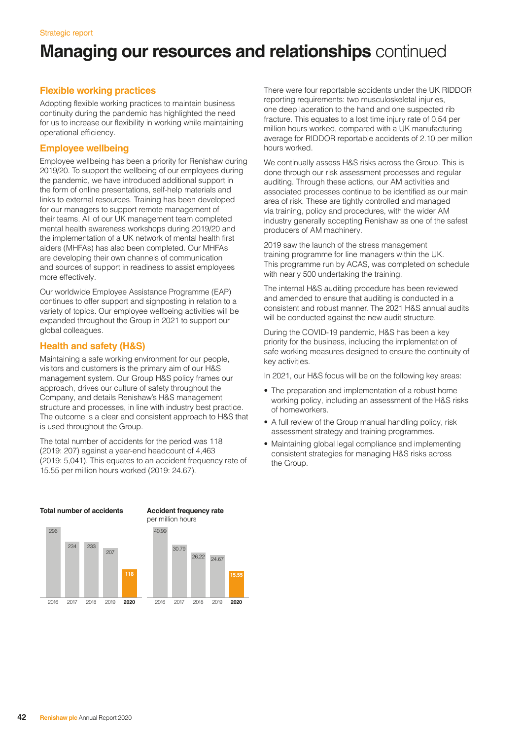Strategic report

# **Managing our resources and relationships** continued

## Flexible working practices

Adopting flexible working practices to maintain business continuity during the pandemic has highlighted the need for us to increase our flexibility in working while maintaining operational efficiency.

## Employee wellbeing

Employee wellbeing has been a priority for Renishaw during 2019/20. To support the wellbeing of our employees during the pandemic, we have introduced additional support in the form of online presentations, self-help materials and links to external resources. Training has been developed for our managers to support remote management of their teams. All of our UK management team completed mental health awareness workshops during 2019/20 and the implementation of a UK network of mental health first aiders (MHFAs) has also been completed. Our MHFAs are developing their own channels of communication and sources of support in readiness to assist employees more effectively.

Our worldwide Employee Assistance Programme (EAP) continues to offer support and signposting in relation to a variety of topics. Our employee wellbeing activities will be expanded throughout the Group in 2021 to support our global colleagues.

## Health and safety (H&S)

Maintaining a safe working environment for our people, visitors and customers is the primary aim of our H&S management system. Our Group H&S policy frames our approach, drives our culture of safety throughout the Company, and details Renishaw's H&S management structure and processes, in line with industry best practice. The outcome is a clear and consistent approach to H&S that is used throughout the Group.

The total number of accidents for the period was 118 (2019: 207) against a year-end headcount of 4,463 (2019: 5,041). This equates to an accident frequency rate of 15.55 per million hours worked (2019: 24.67).

There were four reportable accidents under the UK RIDDOR reporting requirements: two musculoskeletal injuries, one deep laceration to the hand and one suspected rib fracture. This equates to a lost time injury rate of 0.54 per million hours worked, compared with a UK manufacturing average for RIDDOR reportable accidents of 2.10 per million hours worked.

We continually assess H&S risks across the Group. This is done through our risk assessment processes and regular auditing. Through these actions, our AM activities and associated processes continue to be identified as our main area of risk. These are tightly controlled and managed via training, policy and procedures, with the wider AM industry generally accepting Renishaw as one of the safest producers of AM machinery.

2019 saw the launch of the stress management training programme for line managers within the UK. This programme run by ACAS, was completed on schedule with nearly 500 undertaking the training.

The internal H&S auditing procedure has been reviewed and amended to ensure that auditing is conducted in a consistent and robust manner. The 2021 H&S annual audits will be conducted against the new audit structure.

During the COVID-19 pandemic, H&S has been a key priority for the business, including the implementation of safe working measures designed to ensure the continuity of key activities.

In 2021, our H&S focus will be on the following key areas:

- The preparation and implementation of a robust home working policy, including an assessment of the H&S risks of homeworkers.
- A full review of the Group manual handling policy, risk assessment strategy and training programmes.
- Maintaining global legal compliance and implementing consistent strategies for managing H&S risks across the Group.

**Total number of accidents**

| 2016 | 2017 | 2018 | 2019 | **2020** |
|---|---|---|---|---|
| 296 | 234 | 233 | 207 | **118** |

**Accident frequency rate**
per million hours

| 2016 | 2017 | 2018 | 2019 | **2020** |
|---|---|---|---|---|
| 40.99 | 30.79 | 26.22 | 24.67 | **15.55** |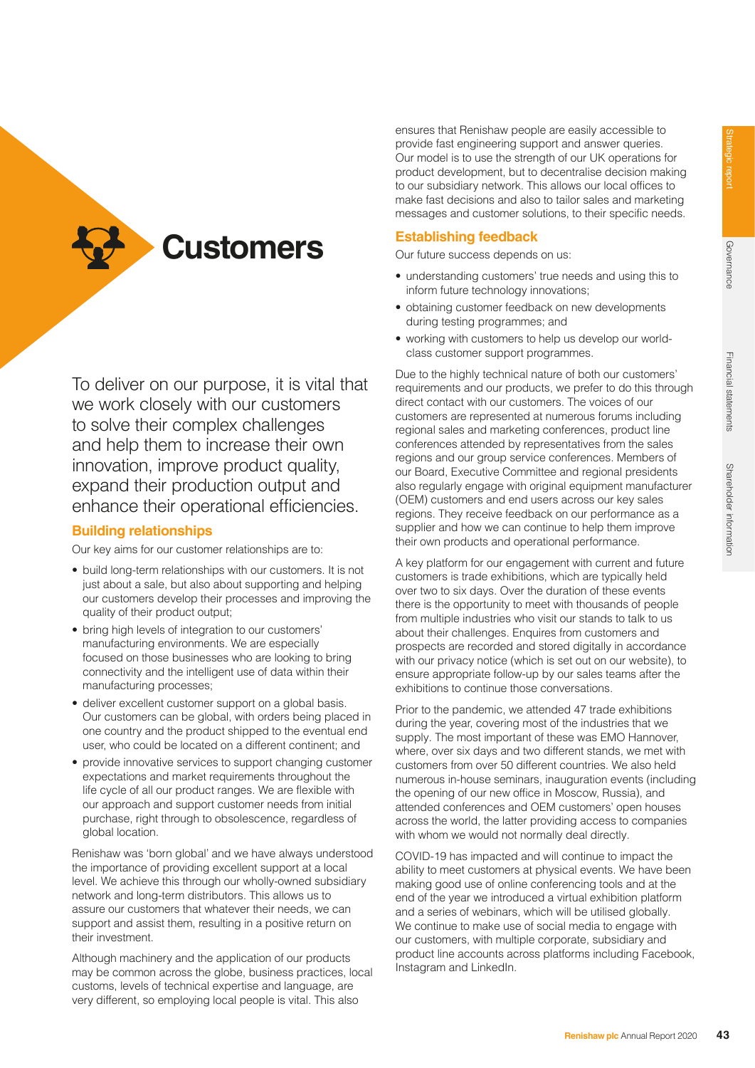# Customers

To deliver on our purpose, it is vital that we work closely with our customers to solve their complex challenges and help them to increase their own innovation, improve product quality, expand their production output and enhance their operational efficiencies.

## Building relationships

Our key aims for our customer relationships are to:

- build long-term relationships with our customers. It is not just about a sale, but also about supporting and helping our customers develop their processes and improving the quality of their product output;
- bring high levels of integration to our customers' manufacturing environments. We are especially focused on those businesses who are looking to bring connectivity and the intelligent use of data within their manufacturing processes;
- deliver excellent customer support on a global basis. Our customers can be global, with orders being placed in one country and the product shipped to the eventual end user, who could be located on a different continent; and
- provide innovative services to support changing customer expectations and market requirements throughout the life cycle of all our product ranges. We are flexible with our approach and support customer needs from initial purchase, right through to obsolescence, regardless of global location.

Renishaw was 'born global' and we have always understood the importance of providing excellent support at a local level. We achieve this through our wholly-owned subsidiary network and long-term distributors. This allows us to assure our customers that whatever their needs, we can support and assist them, resulting in a positive return on their investment.

Although machinery and the application of our products may be common across the globe, business practices, local customs, levels of technical expertise and language, are very different, so employing local people is vital. This also ensures that Renishaw people are easily accessible to provide fast engineering support and answer queries. Our model is to use the strength of our UK operations for product development, but to decentralise decision making to our subsidiary network. This allows our local offices to make fast decisions and also to tailor sales and marketing messages and customer solutions, to their specific needs.

## Establishing feedback

Our future success depends on us:

- understanding customers' true needs and using this to inform future technology innovations;
- obtaining customer feedback on new developments during testing programmes; and
- working with customers to help us develop our world-class customer support programmes.

Due to the highly technical nature of both our customers' requirements and our products, we prefer to do this through direct contact with our customers. The voices of our customers are represented at numerous forums including regional sales and marketing conferences, product line conferences attended by representatives from the sales regions and our group service conferences. Members of our Board, Executive Committee and regional presidents also regularly engage with original equipment manufacturer (OEM) customers and end users across our key sales regions. They receive feedback on our performance as a supplier and how we can continue to help them improve their own products and operational performance.

A key platform for our engagement with current and future customers is trade exhibitions, which are typically held over two to six days. Over the duration of these events there is the opportunity to meet with thousands of people from multiple industries who visit our stands to talk to us about their challenges. Enquires from customers and prospects are recorded and stored digitally in accordance with our privacy notice (which is set out on our website), to ensure appropriate follow-up by our sales teams after the exhibitions to continue those conversations.

Prior to the pandemic, we attended 47 trade exhibitions during the year, covering most of the industries that we supply. The most important of these was EMO Hannover, where, over six days and two different stands, we met with customers from over 50 different countries. We also held numerous in-house seminars, inauguration events (including the opening of our new office in Moscow, Russia), and attended conferences and OEM customers' open houses across the world, the latter providing access to companies with whom we would not normally deal directly.

COVID-19 has impacted and will continue to impact the ability to meet customers at physical events. We have been making good use of online conferencing tools and at the end of the year we introduced a virtual exhibition platform and a series of webinars, which will be utilised globally. We continue to make use of social media to engage with our customers, with multiple corporate, subsidiary and product line accounts across platforms including Facebook, Instagram and LinkedIn.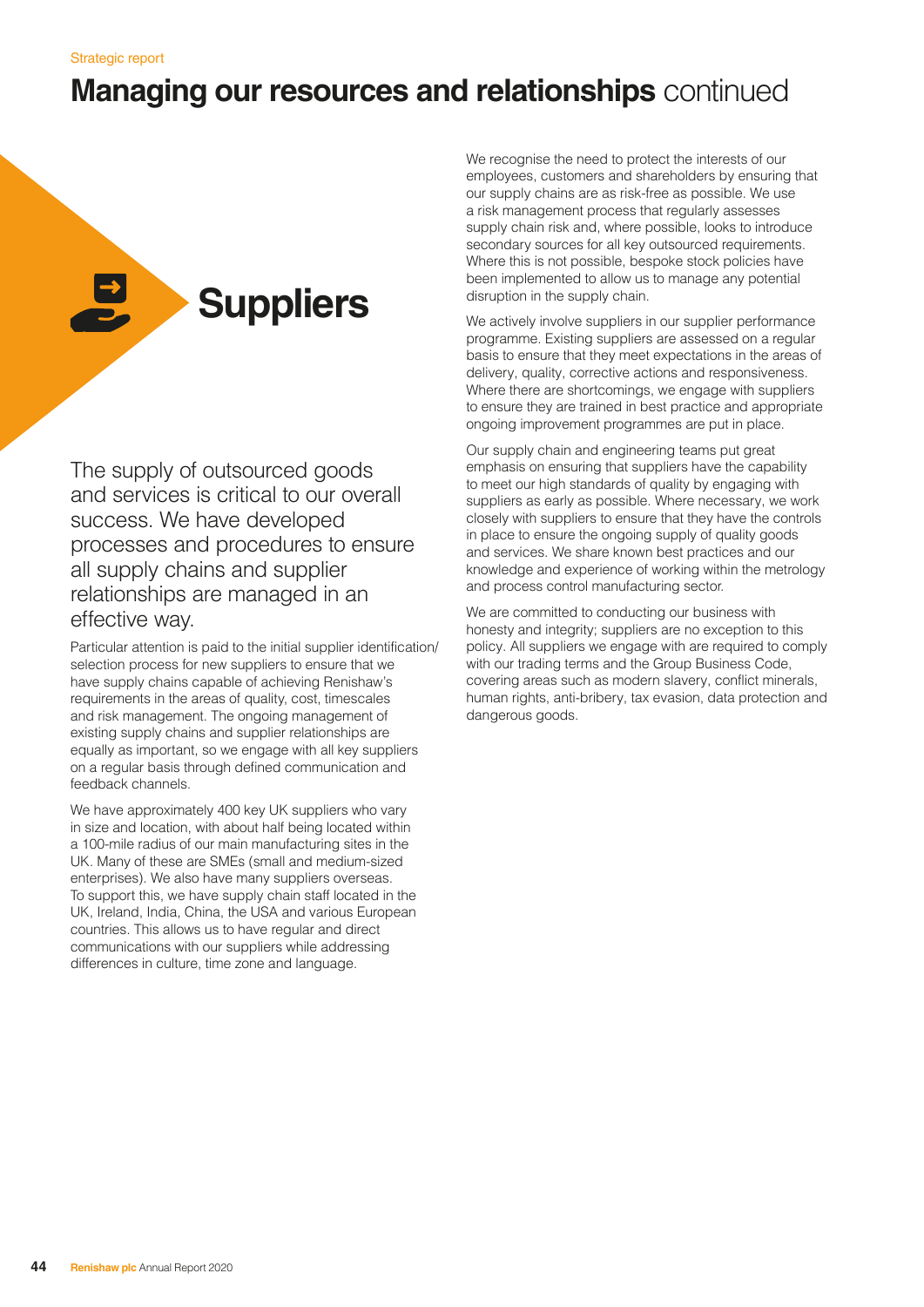# Managing our resources and relationships continued

## Suppliers

The supply of outsourced goods and services is critical to our overall success. We have developed processes and procedures to ensure all supply chains and supplier relationships are managed in an effective way.

Particular attention is paid to the initial supplier identification/selection process for new suppliers to ensure that we have supply chains capable of achieving Renishaw's requirements in the areas of quality, cost, timescales and risk management. The ongoing management of existing supply chains and supplier relationships are equally as important, so we engage with all key suppliers on a regular basis through defined communication and feedback channels.

We have approximately 400 key UK suppliers who vary in size and location, with about half being located within a 100-mile radius of our main manufacturing sites in the UK. Many of these are SMEs (small and medium-sized enterprises). We also have many suppliers overseas. To support this, we have supply chain staff located in the UK, Ireland, India, China, the USA and various European countries. This allows us to have regular and direct communications with our suppliers while addressing differences in culture, time zone and language.

We recognise the need to protect the interests of our employees, customers and shareholders by ensuring that our supply chains are as risk-free as possible. We use a risk management process that regularly assesses supply chain risk and, where possible, looks to introduce secondary sources for all key outsourced requirements. Where this is not possible, bespoke stock policies have been implemented to allow us to manage any potential disruption in the supply chain.

We actively involve suppliers in our supplier performance programme. Existing suppliers are assessed on a regular basis to ensure that they meet expectations in the areas of delivery, quality, corrective actions and responsiveness. Where there are shortcomings, we engage with suppliers to ensure they are trained in best practice and appropriate ongoing improvement programmes are put in place.

Our supply chain and engineering teams put great emphasis on ensuring that suppliers have the capability to meet our high standards of quality by engaging with suppliers as early as possible. Where necessary, we work closely with suppliers to ensure that they have the controls in place to ensure the ongoing supply of quality goods and services. We share known best practices and our knowledge and experience of working within the metrology and process control manufacturing sector.

We are committed to conducting our business with honesty and integrity; suppliers are no exception to this policy. All suppliers we engage with are required to comply with our trading terms and the Group Business Code, covering areas such as modern slavery, conflict minerals, human rights, anti-bribery, tax evasion, data protection and dangerous goods.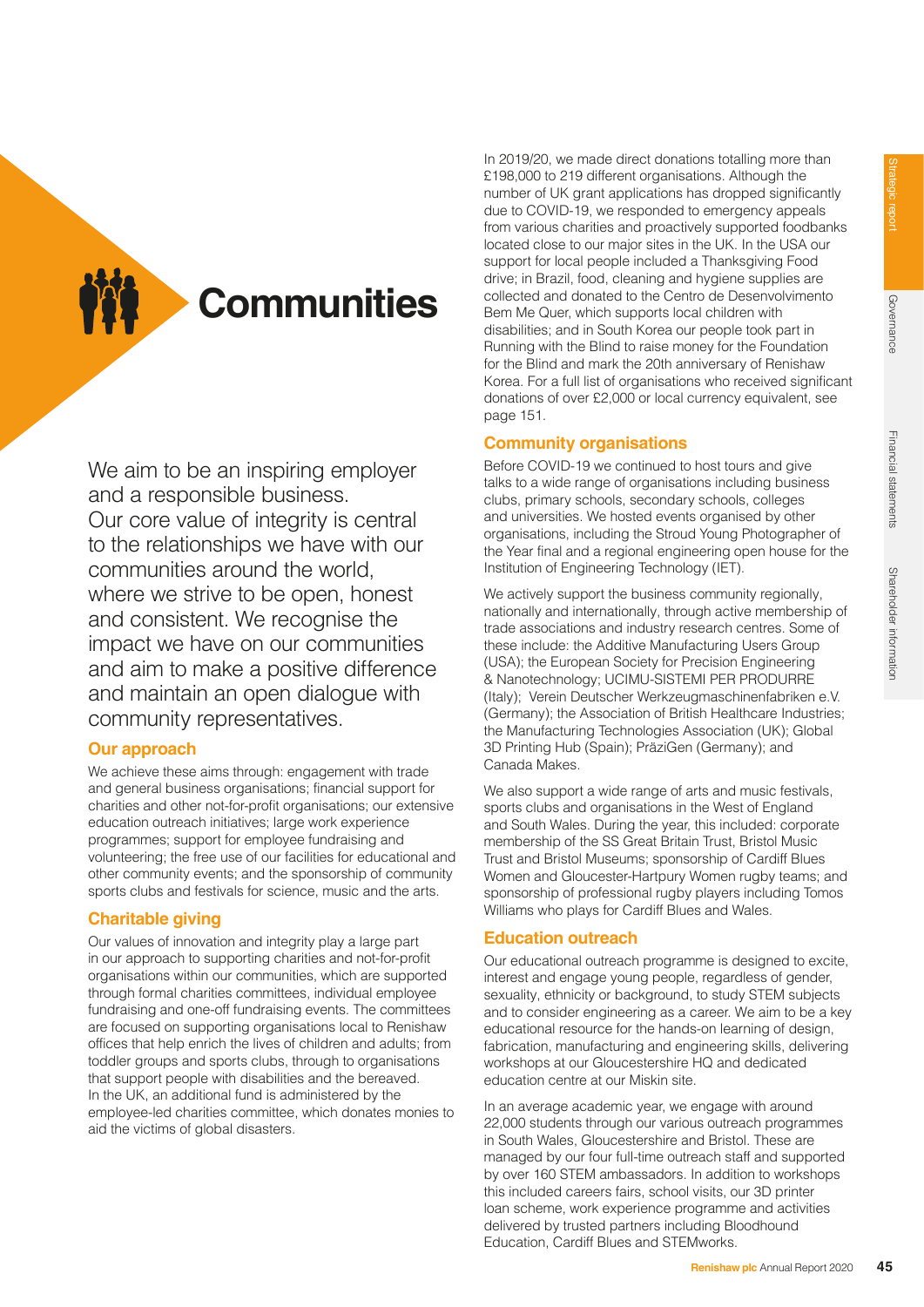# Communities

We aim to be an inspiring employer and a responsible business. Our core value of integrity is central to the relationships we have with our communities around the world, where we strive to be open, honest and consistent. We recognise the impact we have on our communities and aim to make a positive difference and maintain an open dialogue with community representatives.

## Our approach

We achieve these aims through: engagement with trade and general business organisations; financial support for charities and other not-for-profit organisations; our extensive education outreach initiatives; large work experience programmes; support for employee fundraising and volunteering; the free use of our facilities for educational and other community events; and the sponsorship of community sports clubs and festivals for science, music and the arts.

## Charitable giving

Our values of innovation and integrity play a large part in our approach to supporting charities and not-for-profit organisations within our communities, which are supported through formal charities committees, individual employee fundraising and one-off fundraising events. The committees are focused on supporting organisations local to Renishaw offices that help enrich the lives of children and adults; from toddler groups and sports clubs, through to organisations that support people with disabilities and the bereaved. In the UK, an additional fund is administered by the employee-led charities committee, which donates monies to aid the victims of global disasters.

In 2019/20, we made direct donations totalling more than £198,000 to 219 different organisations. Although the number of UK grant applications has dropped significantly due to COVID-19, we responded to emergency appeals from various charities and proactively supported foodbanks located close to our major sites in the UK. In the USA our support for local people included a Thanksgiving Food drive; in Brazil, food, cleaning and hygiene supplies are collected and donated to the Centro de Desenvolvimento Bem Me Quer, which supports local children with disabilities; and in South Korea our people took part in Running with the Blind to raise money for the Foundation for the Blind and mark the 20th anniversary of Renishaw Korea. For a full list of organisations who received significant donations of over £2,000 or local currency equivalent, see page 151.

## Community organisations

Before COVID-19 we continued to host tours and give talks to a wide range of organisations including business clubs, primary schools, secondary schools, colleges and universities. We hosted events organised by other organisations, including the Stroud Young Photographer of the Year final and a regional engineering open house for the Institution of Engineering Technology (IET).

We actively support the business community regionally, nationally and internationally, through active membership of trade associations and industry research centres. Some of these include: the Additive Manufacturing Users Group (USA); the European Society for Precision Engineering & Nanotechnology; UCIMU-SISTEMI PER PRODURRE (Italy); Verein Deutscher Werkzeugmaschinenfabriken e.V. (Germany); the Association of British Healthcare Industries; the Manufacturing Technologies Association (UK); Global 3D Printing Hub (Spain); PräziGen (Germany); and Canada Makes.

We also support a wide range of arts and music festivals, sports clubs and organisations in the West of England and South Wales. During the year, this included: corporate membership of the SS Great Britain Trust, Bristol Music Trust and Bristol Museums; sponsorship of Cardiff Blues Women and Gloucester-Hartpury Women rugby teams; and sponsorship of professional rugby players including Tomos Williams who plays for Cardiff Blues and Wales.

## Education outreach

Our educational outreach programme is designed to excite, interest and engage young people, regardless of gender, sexuality, ethnicity or background, to study STEM subjects and to consider engineering as a career. We aim to be a key educational resource for the hands-on learning of design, fabrication, manufacturing and engineering skills, delivering workshops at our Gloucestershire HQ and dedicated education centre at our Miskin site.

In an average academic year, we engage with around 22,000 students through our various outreach programmes in South Wales, Gloucestershire and Bristol. These are managed by our four full-time outreach staff and supported by over 160 STEM ambassadors. In addition to workshops this included careers fairs, school visits, our 3D printer loan scheme, work experience programme and activities delivered by trusted partners including Bloodhound Education, Cardiff Blues and STEMworks.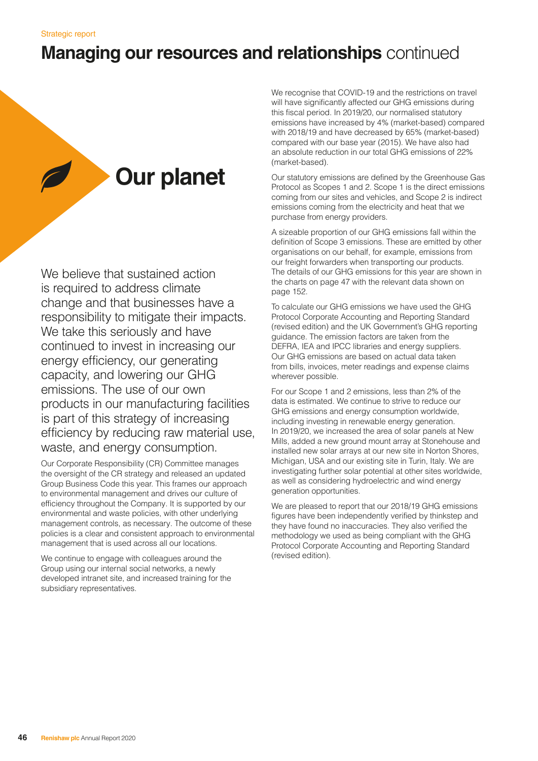# Managing our resources and relationships continued

## Our planet

We believe that sustained action is required to address climate change and that businesses have a responsibility to mitigate their impacts. We take this seriously and have continued to invest in increasing our energy efficiency, our generating capacity, and lowering our GHG emissions. The use of our own products in our manufacturing facilities is part of this strategy of increasing efficiency by reducing raw material use, waste, and energy consumption.

Our Corporate Responsibility (CR) Committee manages the oversight of the CR strategy and released an updated Group Business Code this year. This frames our approach to environmental management and drives our culture of efficiency throughout the Company. It is supported by our environmental and waste policies, with other underlying management controls, as necessary. The outcome of these policies is a clear and consistent approach to environmental management that is used across all our locations.

We continue to engage with colleagues around the Group using our internal social networks, a newly developed intranet site, and increased training for the subsidiary representatives.

We recognise that COVID-19 and the restrictions on travel will have significantly affected our GHG emissions during this fiscal period. In 2019/20, our normalised statutory emissions have increased by 4% (market-based) compared with 2018/19 and have decreased by 65% (market-based) compared with our base year (2015). We have also had an absolute reduction in our total GHG emissions of 22% (market-based).

Our statutory emissions are defined by the Greenhouse Gas Protocol as Scopes 1 and 2. Scope 1 is the direct emissions coming from our sites and vehicles, and Scope 2 is indirect emissions coming from the electricity and heat that we purchase from energy providers.

A sizeable proportion of our GHG emissions fall within the definition of Scope 3 emissions. These are emitted by other organisations on our behalf, for example, emissions from our freight forwarders when transporting our products. The details of our GHG emissions for this year are shown in the charts on page 47 with the relevant data shown on page 152.

To calculate our GHG emissions we have used the GHG Protocol Corporate Accounting and Reporting Standard (revised edition) and the UK Government's GHG reporting guidance. The emission factors are taken from the DEFRA, IEA and IPCC libraries and energy suppliers. Our GHG emissions are based on actual data taken from bills, invoices, meter readings and expense claims wherever possible.

For our Scope 1 and 2 emissions, less than 2% of the data is estimated. We continue to strive to reduce our GHG emissions and energy consumption worldwide, including investing in renewable energy generation. In 2019/20, we increased the area of solar panels at New Mills, added a new ground mount array at Stonehouse and installed new solar arrays at our new site in Norton Shores, Michigan, USA and our existing site in Turin, Italy. We are investigating further solar potential at other sites worldwide, as well as considering hydroelectric and wind energy generation opportunities.

We are pleased to report that our 2018/19 GHG emissions figures have been independently verified by thinkstep and they have found no inaccuracies. They also verified the methodology we used as being compliant with the GHG Protocol Corporate Accounting and Reporting Standard (revised edition).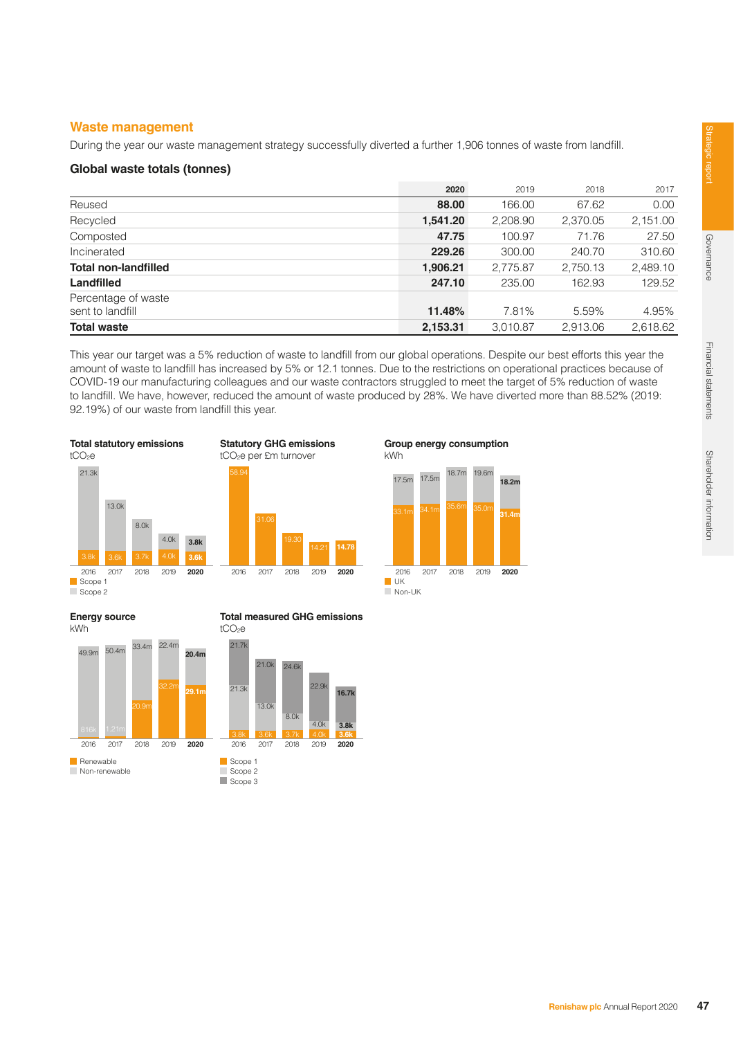## Waste management

During the year our waste management strategy successfully diverted a further 1,906 tonnes of waste from landfill.

### Global waste totals (tonnes)

| | **2020** | 2019 | 2018 | 2017 |
|---|---|---|---|---|
| Reused | **88.00** | 166.00 | 67.62 | 0.00 |
| Recycled | **1,541.20** | 2,208.90 | 2,370.05 | 2,151.00 |
| Composted | **47.75** | 100.97 | 71.76 | 27.50 |
| Incinerated | **229.26** | 300.00 | 240.70 | 310.60 |
| **Total non-landfilled** | **1,906.21** | 2,775.87 | 2,750.13 | 2,489.10 |
| **Landfilled** | **247.10** | 235.00 | 162.93 | 129.52 |
| Percentage of waste sent to landfill | **11.48%** | 7.81% | 5.59% | 4.95% |
| **Total waste** | **2,153.31** | 3,010.87 | 2,913.06 | 2,618.62 |

This year our target was a 5% reduction of waste to landfill from our global operations. Despite our best efforts this year the amount of waste to landfill has increased by 5% or 12.1 tonnes. Due to the restrictions on operational practices because of COVID-19 our manufacturing colleagues and our waste contractors struggled to meet the target of 5% reduction of waste to landfill. We have, however, reduced the amount of waste produced by 28%. We have diverted more than 88.52% (2019: 92.19%) of our waste from landfill this year.

**Total statutory emissions**
$tCO_2e$

| | 2016 | 2017 | 2018 | 2019 | **2020** |
|---|---|---|---|---|---|
| Scope 1 | 3.8k | 3.6k | 3.7k | 4.0k | **3.6k** |
| Scope 2 | 21.3k | 13.0k | 8.0k | 4.0k | **3.8k** |

**Statutory GHG emissions**
$tCO_2e$ per £m turnover

| 2016 | 2017 | 2018 | 2019 | **2020** |
|---|---|---|---|---|
| 58.94 | 31.06 | 19.30 | 14.21 | **14.78** |

**Group energy consumption**
kWh

| | 2016 | 2017 | 2018 | 2019 | **2020** |
|---|---|---|---|---|---|
| UK | 33.1m | 34.1m | 35.6m | 35.0m | **31.4m** |
| Non-UK | 17.5m | 17.5m | 18.7m | 19.6m | **18.2m** |

**Energy source**
kWh

| | 2016 | 2017 | 2018 | 2019 | **2020** |
|---|---|---|---|---|---|
| Renewable | 816k | 1.21m | 20.9m | 32.2m | **29.1m** |
| Non-renewable | 49.9m | 50.4m | 33.4m | 22.4m | **20.4m** |

**Total measured GHG emissions**
$tCO_2e$

| | 2016 | 2017 | 2018 | 2019 | **2020** |
|---|---|---|---|---|---|
| Scope 1 | 3.8k | 3.6k | 3.7k | 4.0k | **3.6k** |
| Scope 2 | 21.3k | 13.0k | 8.0k | 4.0k | **3.8k** |
| Scope 3 | 21.7k | 21.0k | 24.6k | 22.9k | **16.7k** |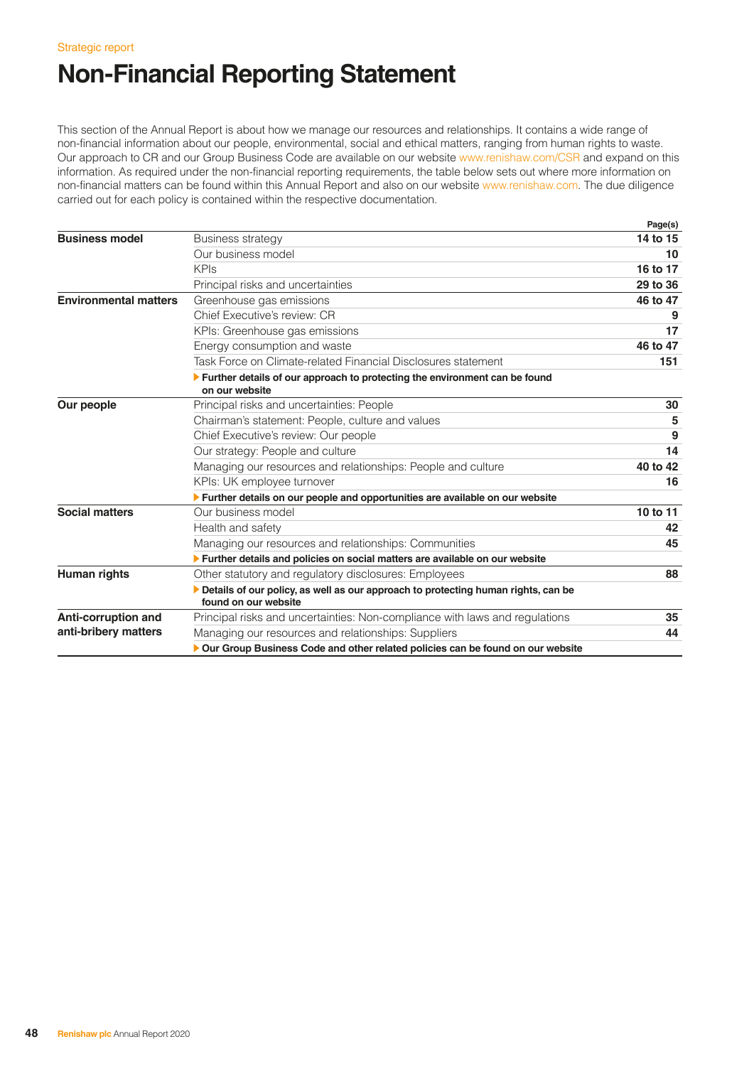Strategic report

# Non-Financial Reporting Statement

This section of the Annual Report is about how we manage our resources and relationships. It contains a wide range of non-financial information about our people, environmental, social and ethical matters, ranging from human rights to waste. Our approach to CR and our Group Business Code are available on our website www.renishaw.com/CSR and expand on this information. As required under the non-financial reporting requirements, the table below sets out where more information on non-financial matters can be found within this Annual Report and also on our website www.renishaw.com. The due diligence carried out for each policy is contained within the respective documentation.

| | | Page(s) |
|---|---|---|
| **Business model** | Business strategy | **14 to 15** |
| | Our business model | **10** |
| | KPIs | **16 to 17** |
| | Principal risks and uncertainties | **29 to 36** |
| **Environmental matters** | Greenhouse gas emissions | **46 to 47** |
| | Chief Executive's review: CR | **9** |
| | KPIs: Greenhouse gas emissions | **17** |
| | Energy consumption and waste | **46 to 47** |
| | Task Force on Climate-related Financial Disclosures statement | **151** |
| | **Further details of our approach to protecting the environment can be found on our website** | |
| **Our people** | Principal risks and uncertainties: People | **30** |
| | Chairman's statement: People, culture and values | **5** |
| | Chief Executive's review: Our people | **9** |
| | Our strategy: People and culture | **14** |
| | Managing our resources and relationships: People and culture | **40 to 42** |
| | KPIs: UK employee turnover | **16** |
| | **Further details on our people and opportunities are available on our website** | |
| **Social matters** | Our business model | **10 to 11** |
| | Health and safety | **42** |
| | Managing our resources and relationships: Communities | **45** |
| | **Further details and policies on social matters are available on our website** | |
| **Human rights** | Other statutory and regulatory disclosures: Employees | **88** |
| | **Details of our policy, as well as our approach to protecting human rights, can be found on our website** | |
| **Anti-corruption and anti-bribery matters** | Principal risks and uncertainties: Non-compliance with laws and regulations | **35** |
| | Managing our resources and relationships: Suppliers | **44** |
| | **Our Group Business Code and other related policies can be found on our website** | |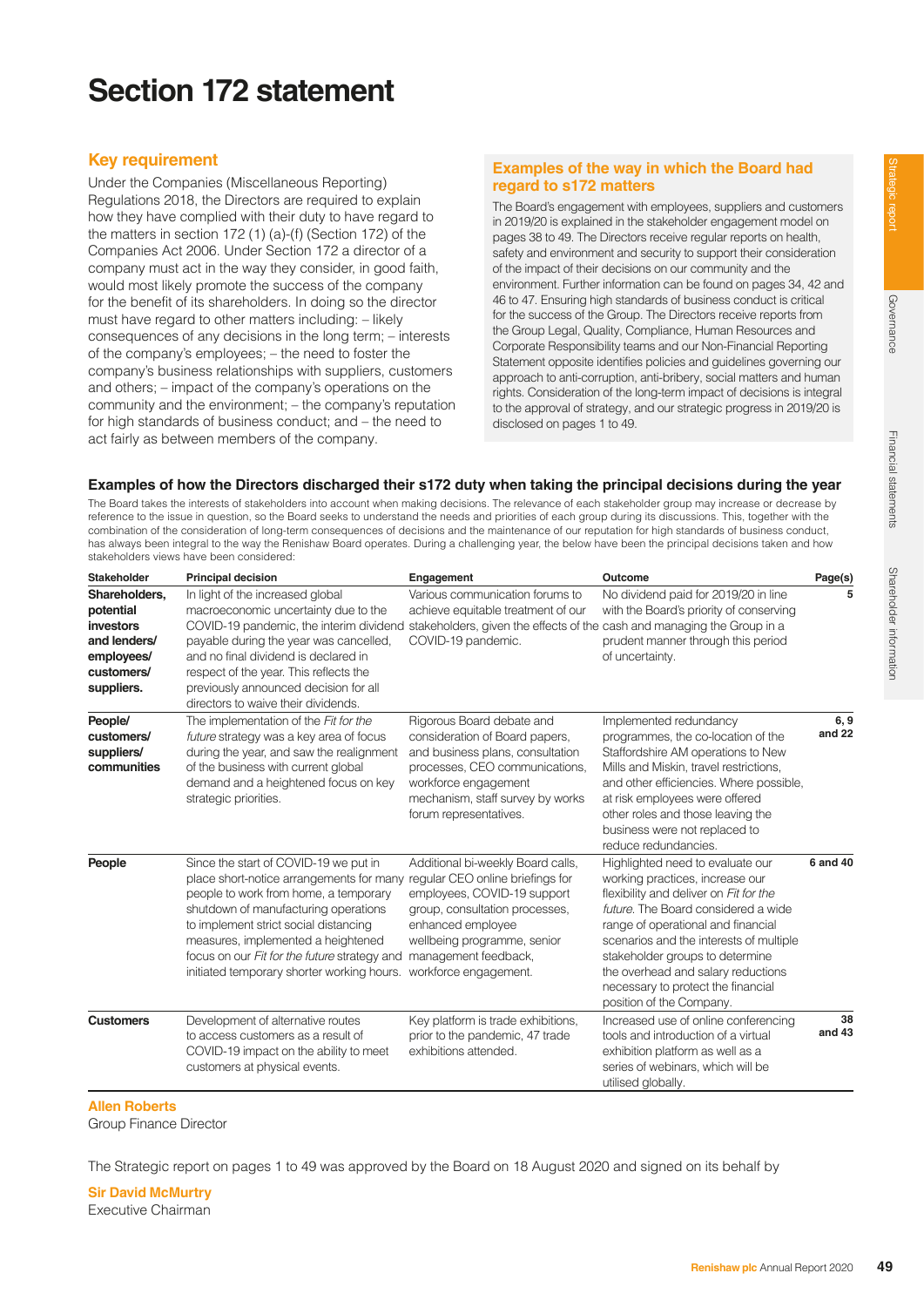# Section 172 statement

## Key requirement

Under the Companies (Miscellaneous Reporting) Regulations 2018, the Directors are required to explain how they have complied with their duty to have regard to the matters in section 172 (1) (a)-(f) (Section 172) of the Companies Act 2006. Under Section 172 a director of a company must act in the way they consider, in good faith, would most likely promote the success of the company for the benefit of its shareholders. In doing so the director must have regard to other matters including: – likely consequences of any decisions in the long term; – interests of the company's employees; – the need to foster the company's business relationships with suppliers, customers and others; – impact of the company's operations on the community and the environment; – the company's reputation for high standards of business conduct; and – the need to act fairly as between members of the company.

## Examples of the way in which the Board had regard to s172 matters

The Board's engagement with employees, suppliers and customers in 2019/20 is explained in the stakeholder engagement model on pages 38 to 49. The Directors receive regular reports on health, safety and environment and security to support their consideration of the impact of their decisions on our community and the environment. Further information can be found on pages 34, 42 and 46 to 47. Ensuring high standards of business conduct is critical for the success of the Group. The Directors receive reports from the Group Legal, Quality, Compliance, Human Resources and Corporate Responsibility teams and our Non-Financial Reporting Statement opposite identifies policies and guidelines governing our approach to anti-corruption, anti-bribery, social matters and human rights. Consideration of the long-term impact of decisions is integral to the approval of strategy, and our strategic progress in 2019/20 is disclosed on pages 1 to 49.

### Examples of how the Directors discharged their s172 duty when taking the principal decisions during the year

The Board takes the interests of stakeholders into account when making decisions. The relevance of each stakeholder group may increase or decrease by reference to the issue in question, so the Board seeks to understand the needs and priorities of each group during its discussions. This, together with the combination of the consideration of long-term consequences of decisions and the maintenance of our reputation for high standards of business conduct, has always been integral to the way the Renishaw Board operates. During a challenging year, the below have been the principal decisions taken and how stakeholders views have been considered:

| Stakeholder | Principal decision | Engagement | Outcome | Page(s) |
|---|---|---|---|---|
| **Shareholders, potential investors and lenders/ employees/ customers/ suppliers.** | In light of the increased global macroeconomic uncertainty due to the COVID-19 pandemic, the interim dividend payable during the year was cancelled, and no final dividend is declared in respect of the year. This reflects the previously announced decision for all directors to waive their dividends. | Various communication forums to achieve equitable treatment of our stakeholders, given the effects of the COVID-19 pandemic. | No dividend paid for 2019/20 in line with the Board's priority of conserving cash and managing the Group in a prudent manner through this period of uncertainty. | 5 |
| **People/ customers/ suppliers/ communities** | The implementation of the *Fit for the future* strategy was a key area of focus during the year, and saw the realignment of the business with current global demand and a heightened focus on key strategic priorities. | Rigorous Board debate and consideration of Board papers, and business plans, consultation processes, CEO communications, workforce engagement mechanism, staff survey by works forum representatives. | Implemented redundancy programmes, the co-location of the Staffordshire AM operations to New Mills and Miskin, travel restrictions, and other efficiencies. Where possible, at risk employees were offered other roles and those leaving the business were not replaced to reduce redundancies. | 6, 9 and 22 |
| **People** | Since the start of COVID-19 we put in place short-notice arrangements for many people to work from home, a temporary shutdown of manufacturing operations to implement strict social distancing measures, implemented a heightened focus on our *Fit for the future* strategy and initiated temporary shorter working hours. | Additional bi-weekly Board calls, regular CEO online briefings for employees, COVID-19 support group, consultation processes, enhanced employee wellbeing programme, senior management feedback, workforce engagement. | Highlighted need to evaluate our working practices, increase our flexibility and deliver on *Fit for the future*. The Board considered a wide range of operational and financial scenarios and the interests of multiple stakeholder groups to determine the overhead and salary reductions necessary to protect the financial position of the Company. | 6 and 40 |
| **Customers** | Development of alternative routes to access customers as a result of COVID-19 impact on the ability to meet customers at physical events. | Key platform is trade exhibitions, prior to the pandemic, 47 trade exhibitions attended. | Increased use of online conferencing tools and introduction of a virtual exhibition platform as well as a series of webinars, which will be utilised globally. | 38 and 43 |

**Allen Roberts**
Group Finance Director

The Strategic report on pages 1 to 49 was approved by the Board on 18 August 2020 and signed on its behalf by

**Sir David McMurtry**
Executive Chairman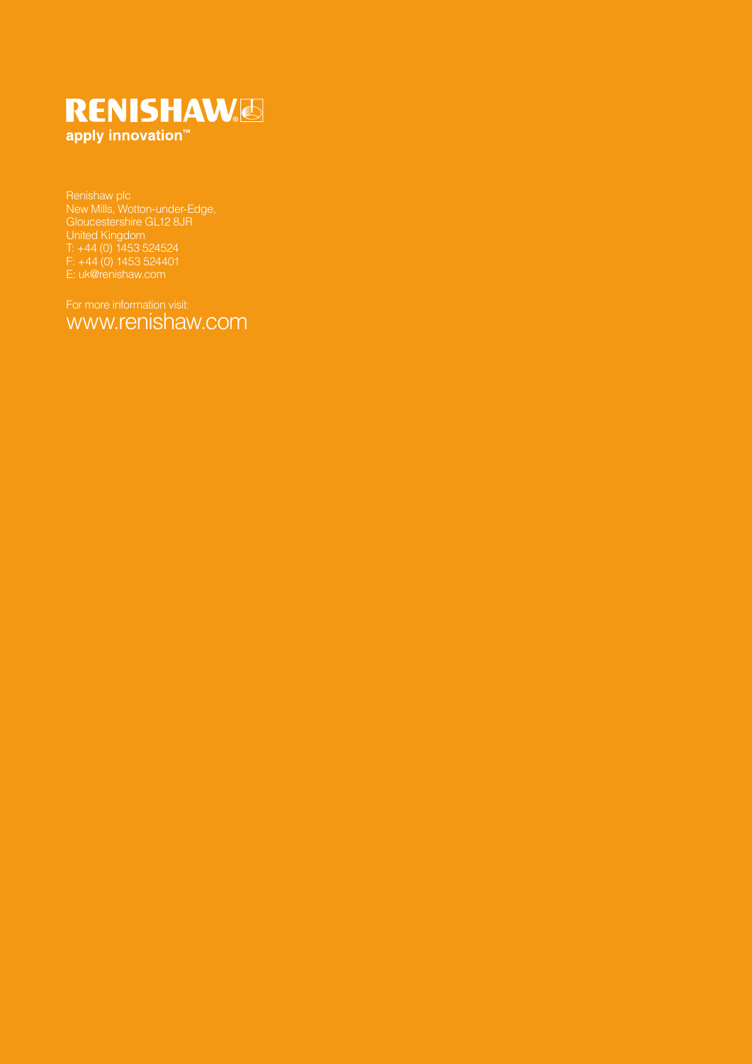**RENISHAW**
**apply innovation™**

Renishaw plc
New Mills, Wotton-under-Edge,
Gloucestershire GL12 8JR
United Kingdom
T: +44 (0) 1453 524524
F: +44 (0) 1453 524401
E: uk@renishaw.com

For more information visit:
www.renishaw.com